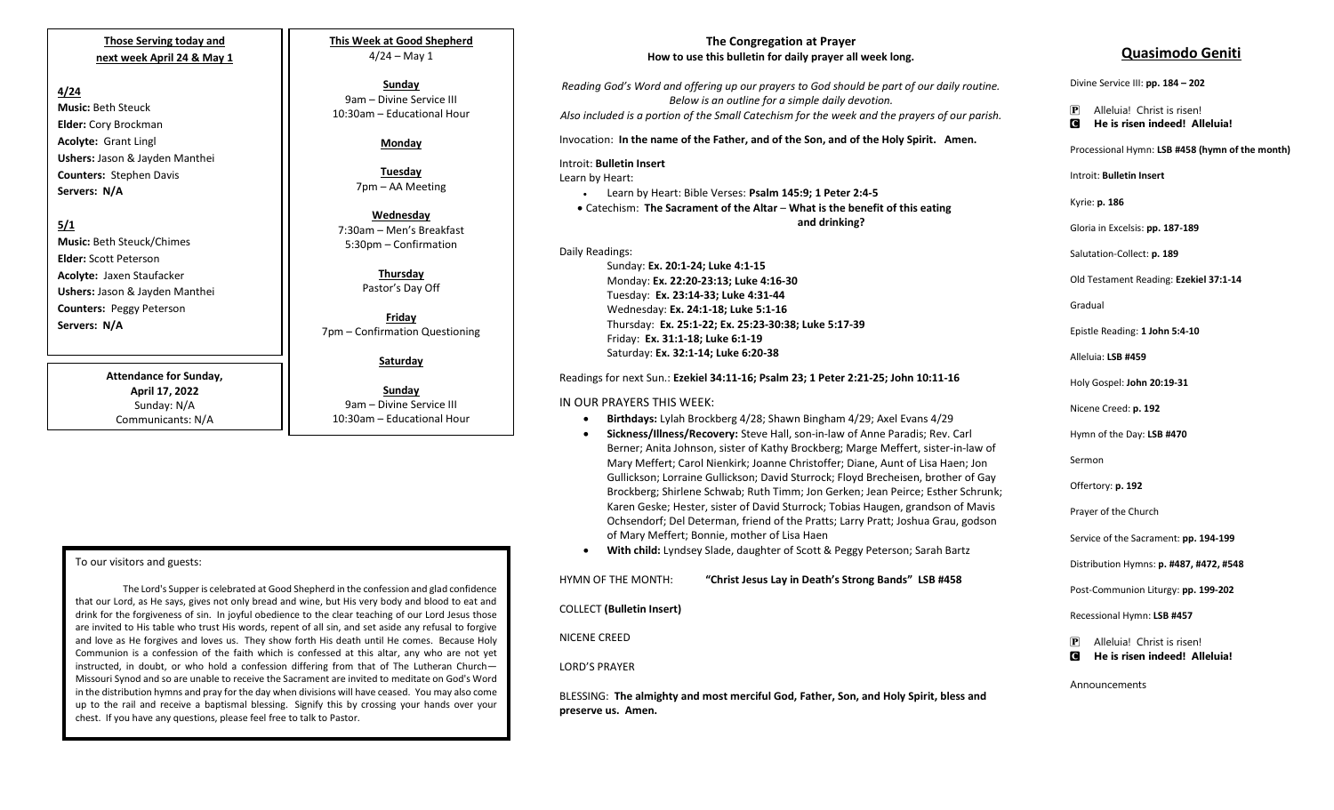**Those Serving today and next week April 24 & May 1**

**4/24**

**Music:** Beth Steuck
**Elder:** Cory Brockman
**Acolyte:** Grant Lingl
**Ushers:** Jason & Jayden Manthei
**Counters:** Stephen Davis
**Servers:** N/A

**5/1**

**Music:** Beth Steuck/Chimes
**Elder:** Scott Peterson
**Acolyte:** Jaxen Staufacker
**Ushers:** Jason & Jayden Manthei
**Counters:** Peggy Peterson
**Servers:** N/A

**Attendance for Sunday, April 17, 2022**
Sunday: N/A
Communicants: N/A

**This Week at Good Shepherd**
4/24 – May 1

**Sunday**
9am – Divine Service III
10:30am – Educational Hour

**Monday**

**Tuesday**
7pm – AA Meeting

**Wednesday**
7:30am – Men's Breakfast
5:30pm – Confirmation

**Thursday**
Pastor's Day Off

**Friday**
7pm – Confirmation Questioning

**Saturday**

**Sunday**
9am – Divine Service III
10:30am – Educational Hour

To our visitors and guests:

The Lord's Supper is celebrated at Good Shepherd in the confession and glad confidence that our Lord, as He says, gives not only bread and wine, but His very body and blood to eat and drink for the forgiveness of sin. In joyful obedience to the clear teaching of our Lord Jesus those are invited to His table who trust His words, repent of all sin, and set aside any refusal to forgive and love as He forgives and loves us. They show forth His death until He comes. Because Holy Communion is a confession of the faith which is confessed at this altar, any who are not yet instructed, in doubt, or who hold a confession differing from that of The Lutheran Church—Missouri Synod and so are unable to receive the Sacrament are invited to meditate on God's Word in the distribution hymns and pray for the day when divisions will have ceased. You may also come up to the rail and receive a baptismal blessing. Signify this by crossing your hands over your chest. If you have any questions, please feel free to talk to Pastor.

## The Congregation at Prayer

**How to use this bulletin for daily prayer all week long.**

*Reading God's Word and offering up our prayers to God should be part of our daily routine. Below is an outline for a simple daily devotion.*
*Also included is a portion of the Small Catechism for the week and the prayers of our parish.*

Invocation: **In the name of the Father, and of the Son, and of the Holy Spirit. Amen.**

Introit: **Bulletin Insert**
Learn by Heart:

- Learn by Heart: Bible Verses: **Psalm 145:9; 1 Peter 2:4-5**
- Catechism: **The Sacrament of the Altar – What is the benefit of this eating and drinking?**

Daily Readings:

Sunday: **Ex. 20:1-24; Luke 4:1-15**
Monday: **Ex. 22:20-23:13; Luke 4:16-30**
Tuesday: **Ex. 23:14-33; Luke 4:31-44**
Wednesday: **Ex. 24:1-18; Luke 5:1-16**
Thursday: **Ex. 25:1-22; Ex. 25:23-30:38; Luke 5:17-39**
Friday: **Ex. 31:1-18; Luke 6:1-19**
Saturday: **Ex. 32:1-14; Luke 6:20-38**

Readings for next Sun.: **Ezekiel 34:11-16; Psalm 23; 1 Peter 2:21-25; John 10:11-16**

IN OUR PRAYERS THIS WEEK:

- **Birthdays:** Lylah Brockberg 4/28; Shawn Bingham 4/29; Axel Evans 4/29
- **Sickness/Illness/Recovery:** Steve Hall, son-in-law of Anne Paradis; Rev. Carl Berner; Anita Johnson, sister of Kathy Brockberg; Marge Meffert, sister-in-law of Mary Meffert; Carol Nienkirk; Joanne Christoffer; Diane, Aunt of Lisa Haen; Jon Gullickson; Lorraine Gullickson; David Sturrock; Floyd Brecheisen, brother of Gay Brockberg; Shirlene Schwab; Ruth Timm; Jon Gerken; Jean Peirce; Esther Schrunk; Karen Geske; Hester, sister of David Sturrock; Tobias Haugen, grandson of Mavis Ochsendorf; Del Determan, friend of the Pratts; Larry Pratt; Joshua Grau, godson of Mary Meffert; Bonnie, mother of Lisa Haen
- **With child:** Lyndsey Slade, daughter of Scott & Peggy Peterson; Sarah Bartz

HYMN OF THE MONTH: **"Christ Jesus Lay in Death's Strong Bands" LSB #458**

COLLECT **(Bulletin Insert)**

NICENE CREED

LORD'S PRAYER

BLESSING: **The almighty and most merciful God, Father, Son, and Holy Spirit, bless and preserve us. Amen.**

## Quasimodo Geniti

Divine Service III: **pp. 184 – 202**

P Alleluia! Christ is risen!
C **He is risen indeed! Alleluia!**

Processional Hymn: **LSB #458 (hymn of the month)**

Introit: **Bulletin Insert**

Kyrie: **p. 186**

Gloria in Excelsis: **pp. 187-189**

Salutation-Collect: **p. 189**

Old Testament Reading: **Ezekiel 37:1-14**

Gradual

Epistle Reading: **1 John 5:4-10**

Alleluia: **LSB #459**

Holy Gospel: **John 20:19-31**

Nicene Creed: **p. 192**

Hymn of the Day: **LSB #470**

Sermon

Offertory: **p. 192**

Prayer of the Church

Service of the Sacrament: **pp. 194-199**

Distribution Hymns: **p. #487, #472, #548**

Post-Communion Liturgy: **pp. 199-202**

Recessional Hymn: **LSB #457**

P Alleluia! Christ is risen!
C **He is risen indeed! Alleluia!**

Announcements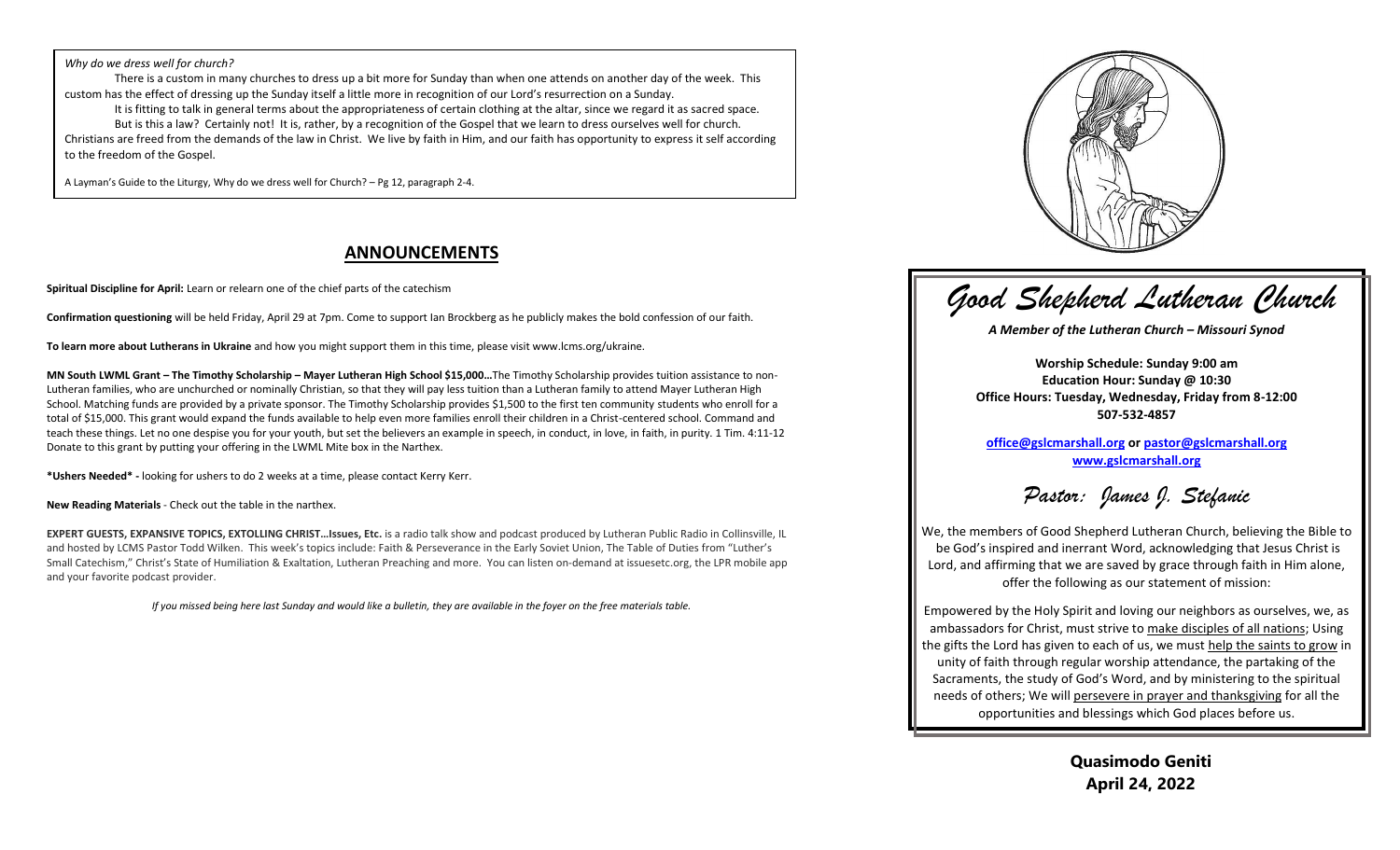*Why do we dress well for church?*

There is a custom in many churches to dress up a bit more for Sunday than when one attends on another day of the week. This custom has the effect of dressing up the Sunday itself a little more in recognition of our Lord's resurrection on a Sunday.

It is fitting to talk in general terms about the appropriateness of certain clothing at the altar, since we regard it as sacred space.

But is this a law? Certainly not! It is, rather, by a recognition of the Gospel that we learn to dress ourselves well for church. Christians are freed from the demands of the law in Christ. We live by faith in Him, and our faith has opportunity to express it self according to the freedom of the Gospel.

A Layman's Guide to the Liturgy, Why do we dress well for Church? – Pg 12, paragraph 2-4.

## ANNOUNCEMENTS

**Spiritual Discipline for April:** Learn or relearn one of the chief parts of the catechism

**Confirmation questioning** will be held Friday, April 29 at 7pm. Come to support Ian Brockberg as he publicly makes the bold confession of our faith.

**To learn more about Lutherans in Ukraine** and how you might support them in this time, please visit www.lcms.org/ukraine.

**MN South LWML Grant – The Timothy Scholarship – Mayer Lutheran High School $15,000…**The Timothy Scholarship provides tuition assistance to non-Lutheran families, who are unchurched or nominally Christian, so that they will pay less tuition than a Lutheran family to attend Mayer Lutheran High School. Matching funds are provided by a private sponsor. The Timothy Scholarship provides $1,500 to the first ten community students who enroll for a total of $15,000. This grant would expand the funds available to help even more families enroll their children in a Christ-centered school. Command and teach these things. Let no one despise you for your youth, but set the believers an example in speech, in conduct, in love, in faith, in purity. 1 Tim. 4:11-12 Donate to this grant by putting your offering in the LWML Mite box in the Narthex.

***Ushers Needed* -** looking for ushers to do 2 weeks at a time, please contact Kerry Kerr.

**New Reading Materials** - Check out the table in the narthex.

**EXPERT GUESTS, EXPANSIVE TOPICS, EXTOLLING CHRIST…Issues, Etc.** is a radio talk show and podcast produced by Lutheran Public Radio in Collinsville, IL and hosted by LCMS Pastor Todd Wilken. This week's topics include: Faith & Perseverance in the Early Soviet Union, The Table of Duties from "Luther's Small Catechism," Christ's State of Humiliation & Exaltation, Lutheran Preaching and more. You can listen on-demand at issuesetc.org, the LPR mobile app and your favorite podcast provider.

*If you missed being here last Sunday and would like a bulletin, they are available in the foyer on the free materials table.*

# *Good Shepherd Lutheran Church*

***A Member of the Lutheran Church – Missouri Synod***

**Worship Schedule: Sunday 9:00 am**
**Education Hour: Sunday @ 10:30**
**Office Hours: Tuesday, Wednesday, Friday from 8-12:00**
**507-532-4857**

**office@gslcmarshall.org or pastor@gslcmarshall.org**
**www.gslcmarshall.org**

*Pastor: James J. Stefanic*

We, the members of Good Shepherd Lutheran Church, believing the Bible to be God's inspired and inerrant Word, acknowledging that Jesus Christ is Lord, and affirming that we are saved by grace through faith in Him alone, offer the following as our statement of mission:

Empowered by the Holy Spirit and loving our neighbors as ourselves, we, as ambassadors for Christ, must strive to make disciples of all nations; Using the gifts the Lord has given to each of us, we must help the saints to grow in unity of faith through regular worship attendance, the partaking of the Sacraments, the study of God's Word, and by ministering to the spiritual needs of others; We will persevere in prayer and thanksgiving for all the opportunities and blessings which God places before us.

**Quasimodo Geniti**
**April 24, 2022**